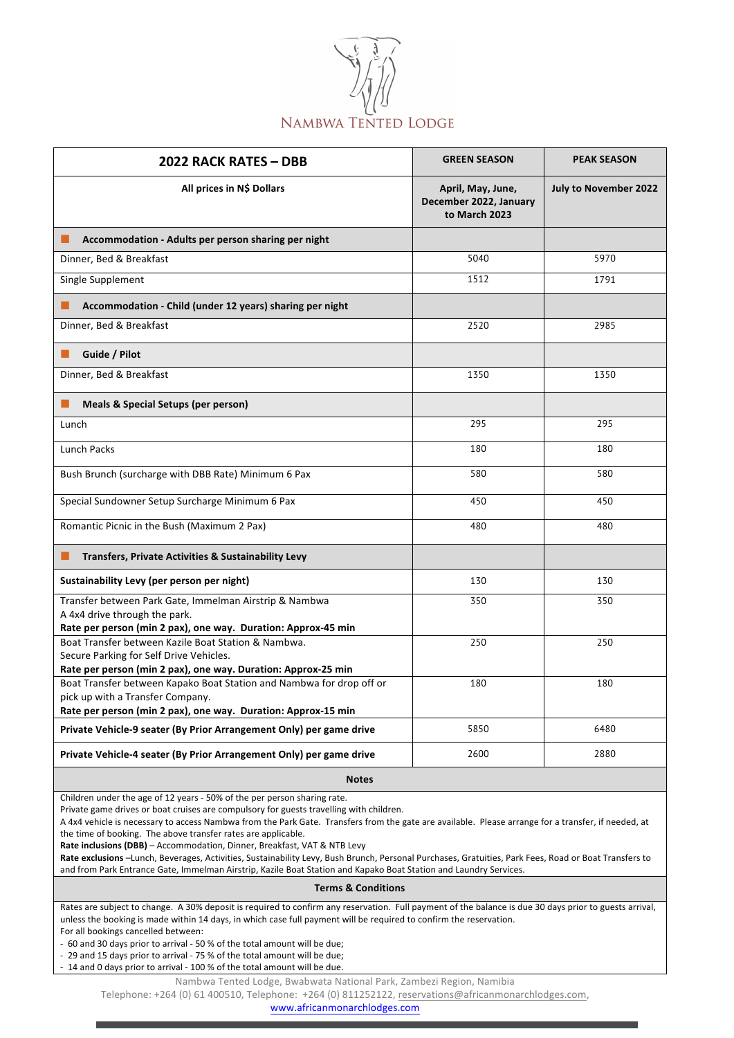# Nambwa Tented Lodge

| 2022 RACK RATES – DBB | GREEN SEASON | PEAK SEASON |
|---|---|---|
| **All prices in N$ Dollars** | **April, May, June, December 2022, January to March 2023** | **July to November 2022** |
| **Accommodation - Adults per person sharing per night** | | |
| Dinner, Bed & Breakfast | 5040 | 5970 |
| Single Supplement | 1512 | 1791 |
| **Accommodation - Child (under 12 years) sharing per night** | | |
| Dinner, Bed & Breakfast | 2520 | 2985 |
| **Guide / Pilot** | | |
| Dinner, Bed & Breakfast | 1350 | 1350 |
| **Meals & Special Setups (per person)** | | |
| Lunch | 295 | 295 |
| Lunch Packs | 180 | 180 |
| Bush Brunch (surcharge with DBB Rate) Minimum 6 Pax | 580 | 580 |
| Special Sundowner Setup Surcharge Minimum 6 Pax | 450 | 450 |
| Romantic Picnic in the Bush (Maximum 2 Pax) | 480 | 480 |
| **Transfers, Private Activities & Sustainability Levy** | | |
| **Sustainability Levy (per person per night)** | 130 | 130 |
| Transfer between Park Gate, Immelman Airstrip & Nambwa<br>A 4x4 drive through the park.<br>**Rate per person (min 2 pax), one way. Duration: Approx-45 min** | 350 | 350 |
| Boat Transfer between Kazile Boat Station & Nambwa.<br>Secure Parking for Self Drive Vehicles.<br>**Rate per person (min 2 pax), one way. Duration: Approx-25 min** | 250 | 250 |
| Boat Transfer between Kapako Boat Station and Nambwa for drop off or pick up with a Transfer Company.<br>**Rate per person (min 2 pax), one way. Duration: Approx-15 min** | 180 | 180 |
| **Private Vehicle-9 seater (By Prior Arrangement Only) per game drive** | 5850 | 6480 |
| **Private Vehicle-4 seater (By Prior Arrangement Only) per game drive** | 2600 | 2880 |

## Notes

Children under the age of 12 years - 50% of the per person sharing rate.
Private game drives or boat cruises are compulsory for guests travelling with children.
A 4x4 vehicle is necessary to access Nambwa from the Park Gate. Transfers from the gate are available. Please arrange for a transfer, if needed, at the time of booking. The above transfer rates are applicable.
**Rate inclusions (DBB)** – Accommodation, Dinner, Breakfast, VAT & NTB Levy
**Rate exclusions** –Lunch, Beverages, Activities, Sustainability Levy, Bush Brunch, Personal Purchases, Gratuities, Park Fees, Road or Boat Transfers to and from Park Entrance Gate, Immelman Airstrip, Kazile Boat Station and Kapako Boat Station and Laundry Services.

## Terms & Conditions

Rates are subject to change. A 30% deposit is required to confirm any reservation. Full payment of the balance is due 30 days prior to guests arrival, unless the booking is made within 14 days, in which case full payment will be required to confirm the reservation.
For all bookings cancelled between:

- 60 and 30 days prior to arrival - 50 % of the total amount will be due;
- 29 and 15 days prior to arrival - 75 % of the total amount will be due;
- 14 and 0 days prior to arrival - 100 % of the total amount will be due.

Nambwa Tented Lodge, Bwabwata National Park, Zambezi Region, Namibia
Telephone: +264 (0) 61 400510, Telephone: +264 (0) 811252122, reservations@africanmonarchlodges.com,
www.africanmonarchlodges.com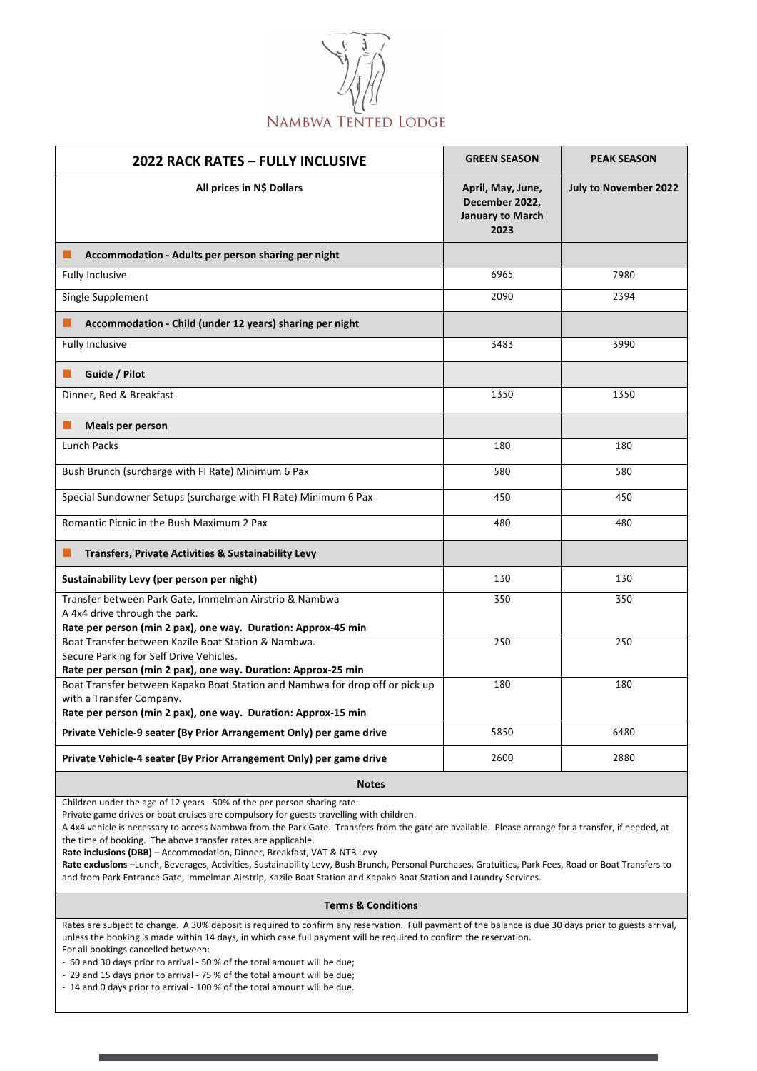# Nambwa Tented Lodge

| 2022 RACK RATES – FULLY INCLUSIVE | GREEN SEASON | PEAK SEASON |
|---|---|---|
| **All prices in N$ Dollars** | **April, May, June, December 2022, January to March 2023** | **July to November 2022** |
| **Accommodation - Adults per person sharing per night** | | |
| Fully Inclusive | 6965 | 7980 |
| Single Supplement | 2090 | 2394 |
| **Accommodation - Child (under 12 years) sharing per night** | | |
| Fully Inclusive | 3483 | 3990 |
| **Guide / Pilot** | | |
| Dinner, Bed & Breakfast | 1350 | 1350 |
| **Meals per person** | | |
| Lunch Packs | 180 | 180 |
| Bush Brunch (surcharge with FI Rate) Minimum 6 Pax | 580 | 580 |
| Special Sundowner Setups (surcharge with FI Rate) Minimum 6 Pax | 450 | 450 |
| Romantic Picnic in the Bush Maximum 2 Pax | 480 | 480 |
| **Transfers, Private Activities & Sustainability Levy** | | |
| **Sustainability Levy (per person per night)** | 130 | 130 |
| Transfer between Park Gate, Immelman Airstrip & Nambwa<br>A 4x4 drive through the park.<br>**Rate per person (min 2 pax), one way. Duration: Approx-45 min** | 350 | 350 |
| Boat Transfer between Kazile Boat Station & Nambwa.<br>Secure Parking for Self Drive Vehicles.<br>**Rate per person (min 2 pax), one way. Duration: Approx-25 min** | 250 | 250 |
| Boat Transfer between Kapako Boat Station and Nambwa for drop off or pick up with a Transfer Company.<br>**Rate per person (min 2 pax), one way. Duration: Approx-15 min** | 180 | 180 |
| **Private Vehicle-9 seater (By Prior Arrangement Only) per game drive** | 5850 | 6480 |
| **Private Vehicle-4 seater (By Prior Arrangement Only) per game drive** | 2600 | 2880 |

**Notes**

Children under the age of 12 years - 50% of the per person sharing rate.
Private game drives or boat cruises are compulsory for guests travelling with children.
A 4x4 vehicle is necessary to access Nambwa from the Park Gate. Transfers from the gate are available. Please arrange for a transfer, if needed, at the time of booking. The above transfer rates are applicable.
**Rate inclusions (DBB)** – Accommodation, Dinner, Breakfast, VAT & NTB Levy
**Rate exclusions** –Lunch, Beverages, Activities, Sustainability Levy, Bush Brunch, Personal Purchases, Gratuities, Park Fees, Road or Boat Transfers to and from Park Entrance Gate, Immelman Airstrip, Kazile Boat Station and Kapako Boat Station and Laundry Services.

**Terms & Conditions**

Rates are subject to change. A 30% deposit is required to confirm any reservation. Full payment of the balance is due 30 days prior to guests arrival, unless the booking is made within 14 days, in which case full payment will be required to confirm the reservation.
For all bookings cancelled between:

- 60 and 30 days prior to arrival - 50 % of the total amount will be due;
- 29 and 15 days prior to arrival - 75 % of the total amount will be due;
- 14 and 0 days prior to arrival - 100 % of the total amount will be due.